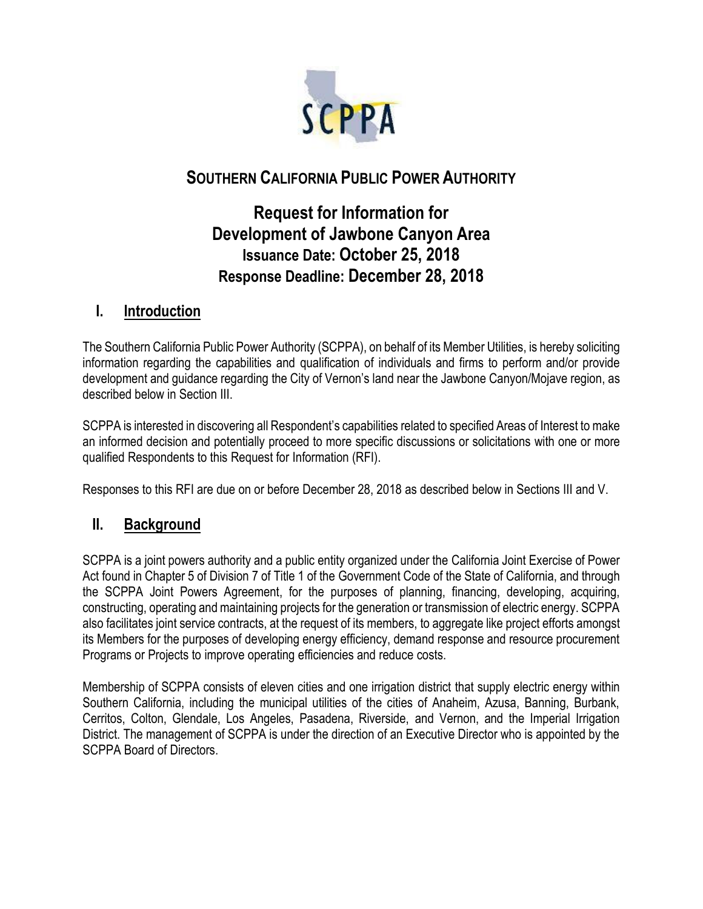# SOUTHERN CALIFORNIA PUBLIC POWER AUTHORITY

## Request for Information for Development of Jawbone Canyon Area

### Issuance Date: October 25, 2018

### Response Deadline: December 28, 2018

## I. Introduction

The Southern California Public Power Authority (SCPPA), on behalf of its Member Utilities, is hereby soliciting information regarding the capabilities and qualification of individuals and firms to perform and/or provide development and guidance regarding the City of Vernon's land near the Jawbone Canyon/Mojave region, as described below in Section III.

SCPPA is interested in discovering all Respondent's capabilities related to specified Areas of Interest to make an informed decision and potentially proceed to more specific discussions or solicitations with one or more qualified Respondents to this Request for Information (RFI).

Responses to this RFI are due on or before December 28, 2018 as described below in Sections III and V.

## II. Background

SCPPA is a joint powers authority and a public entity organized under the California Joint Exercise of Power Act found in Chapter 5 of Division 7 of Title 1 of the Government Code of the State of California, and through the SCPPA Joint Powers Agreement, for the purposes of planning, financing, developing, acquiring, constructing, operating and maintaining projects for the generation or transmission of electric energy. SCPPA also facilitates joint service contracts, at the request of its members, to aggregate like project efforts amongst its Members for the purposes of developing energy efficiency, demand response and resource procurement Programs or Projects to improve operating efficiencies and reduce costs.

Membership of SCPPA consists of eleven cities and one irrigation district that supply electric energy within Southern California, including the municipal utilities of the cities of Anaheim, Azusa, Banning, Burbank, Cerritos, Colton, Glendale, Los Angeles, Pasadena, Riverside, and Vernon, and the Imperial Irrigation District. The management of SCPPA is under the direction of an Executive Director who is appointed by the SCPPA Board of Directors.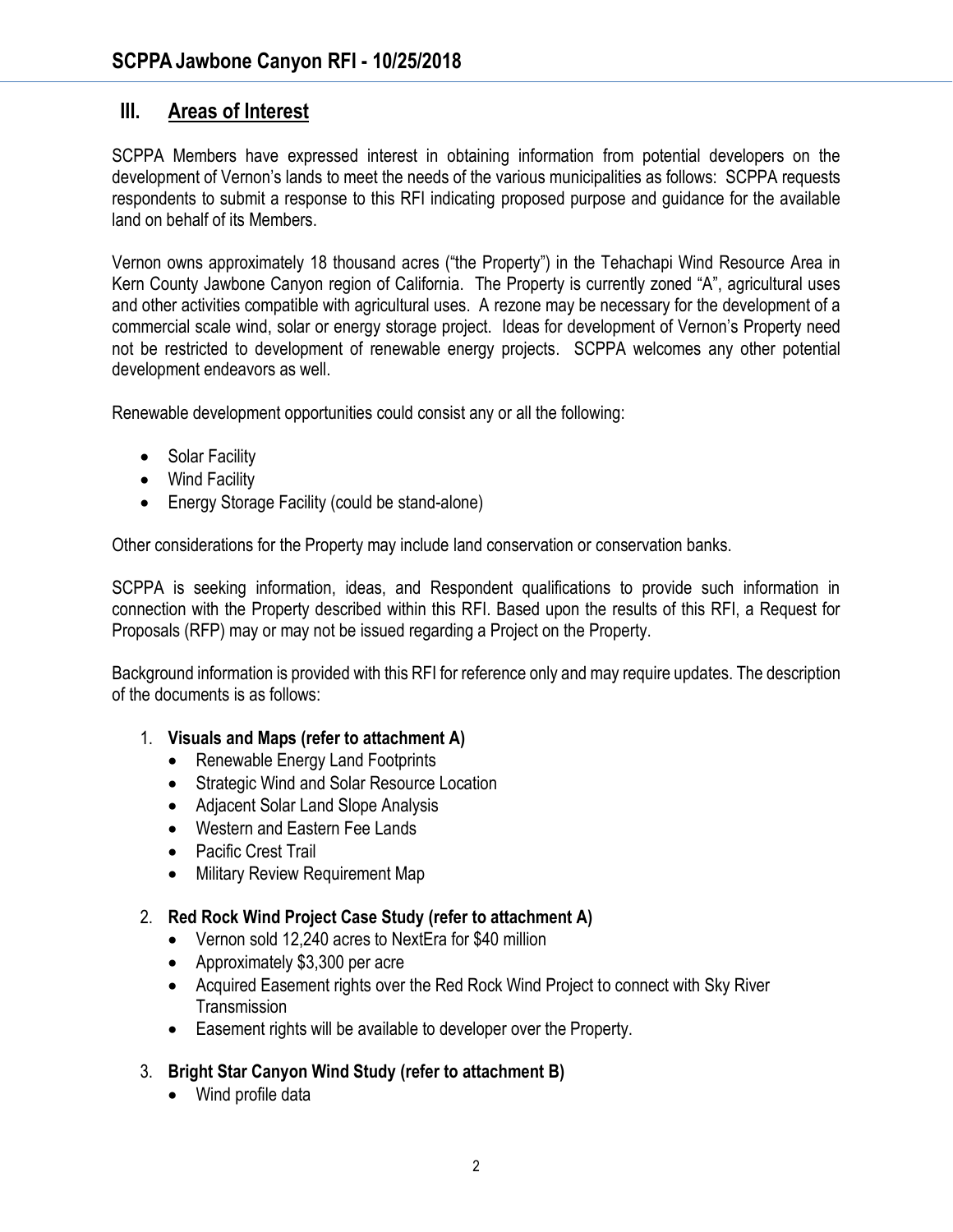## III. Areas of Interest

SCPPA Members have expressed interest in obtaining information from potential developers on the development of Vernon's lands to meet the needs of the various municipalities as follows: SCPPA requests respondents to submit a response to this RFI indicating proposed purpose and guidance for the available land on behalf of its Members.

Vernon owns approximately 18 thousand acres ("the Property") in the Tehachapi Wind Resource Area in Kern County Jawbone Canyon region of California. The Property is currently zoned "A", agricultural uses and other activities compatible with agricultural uses. A rezone may be necessary for the development of a commercial scale wind, solar or energy storage project. Ideas for development of Vernon's Property need not be restricted to development of renewable energy projects. SCPPA welcomes any other potential development endeavors as well.

Renewable development opportunities could consist any or all the following:

- Solar Facility
- Wind Facility
- Energy Storage Facility (could be stand-alone)

Other considerations for the Property may include land conservation or conservation banks.

SCPPA is seeking information, ideas, and Respondent qualifications to provide such information in connection with the Property described within this RFI. Based upon the results of this RFI, a Request for Proposals (RFP) may or may not be issued regarding a Project on the Property.

Background information is provided with this RFI for reference only and may require updates. The description of the documents is as follows:

1. **Visuals and Maps (refer to attachment A)**
   - Renewable Energy Land Footprints
   - Strategic Wind and Solar Resource Location
   - Adjacent Solar Land Slope Analysis
   - Western and Eastern Fee Lands
   - Pacific Crest Trail
   - Military Review Requirement Map
2. **Red Rock Wind Project Case Study (refer to attachment A)**
   - Vernon sold 12,240 acres to NextEra for $40 million
   - Approximately $3,300 per acre
   - Acquired Easement rights over the Red Rock Wind Project to connect with Sky River Transmission
   - Easement rights will be available to developer over the Property.
3. **Bright Star Canyon Wind Study (refer to attachment B)**
   - Wind profile data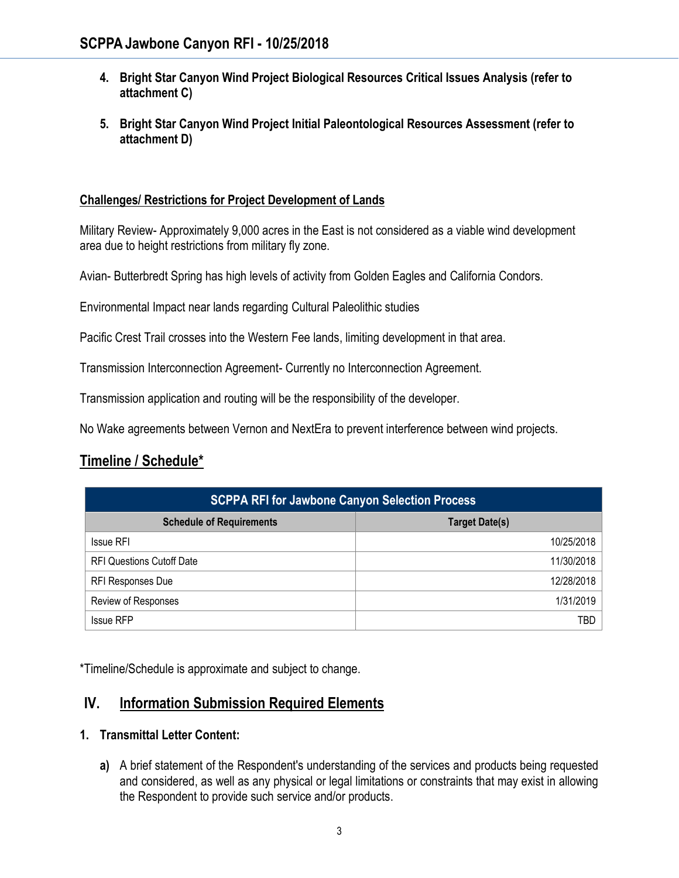4. **Bright Star Canyon Wind Project Biological Resources Critical Issues Analysis (refer to attachment C)**

5. **Bright Star Canyon Wind Project Initial Paleontological Resources Assessment (refer to attachment D)**

**Challenges/ Restrictions for Project Development of Lands**

Military Review- Approximately 9,000 acres in the East is not considered as a viable wind development area due to height restrictions from military fly zone.

Avian- Butterbredt Spring has high levels of activity from Golden Eagles and California Condors.

Environmental Impact near lands regarding Cultural Paleolithic studies

Pacific Crest Trail crosses into the Western Fee lands, limiting development in that area.

Transmission Interconnection Agreement- Currently no Interconnection Agreement.

Transmission application and routing will be the responsibility of the developer.

No Wake agreements between Vernon and NextEra to prevent interference between wind projects.

## Timeline / Schedule*

| SCPPA RFI for Jawbone Canyon Selection Process | |
|---|---|
| **Schedule of Requirements** | **Target Date(s)** |
| Issue RFI | 10/25/2018 |
| RFI Questions Cutoff Date | 11/30/2018 |
| RFI Responses Due | 12/28/2018 |
| Review of Responses | 1/31/2019 |
| Issue RFP | TBD |

*Timeline/Schedule is approximate and subject to change.

## IV. Information Submission Required Elements

**1. Transmittal Letter Content:**

**a)** A brief statement of the Respondent's understanding of the services and products being requested and considered, as well as any physical or legal limitations or constraints that may exist in allowing the Respondent to provide such service and/or products.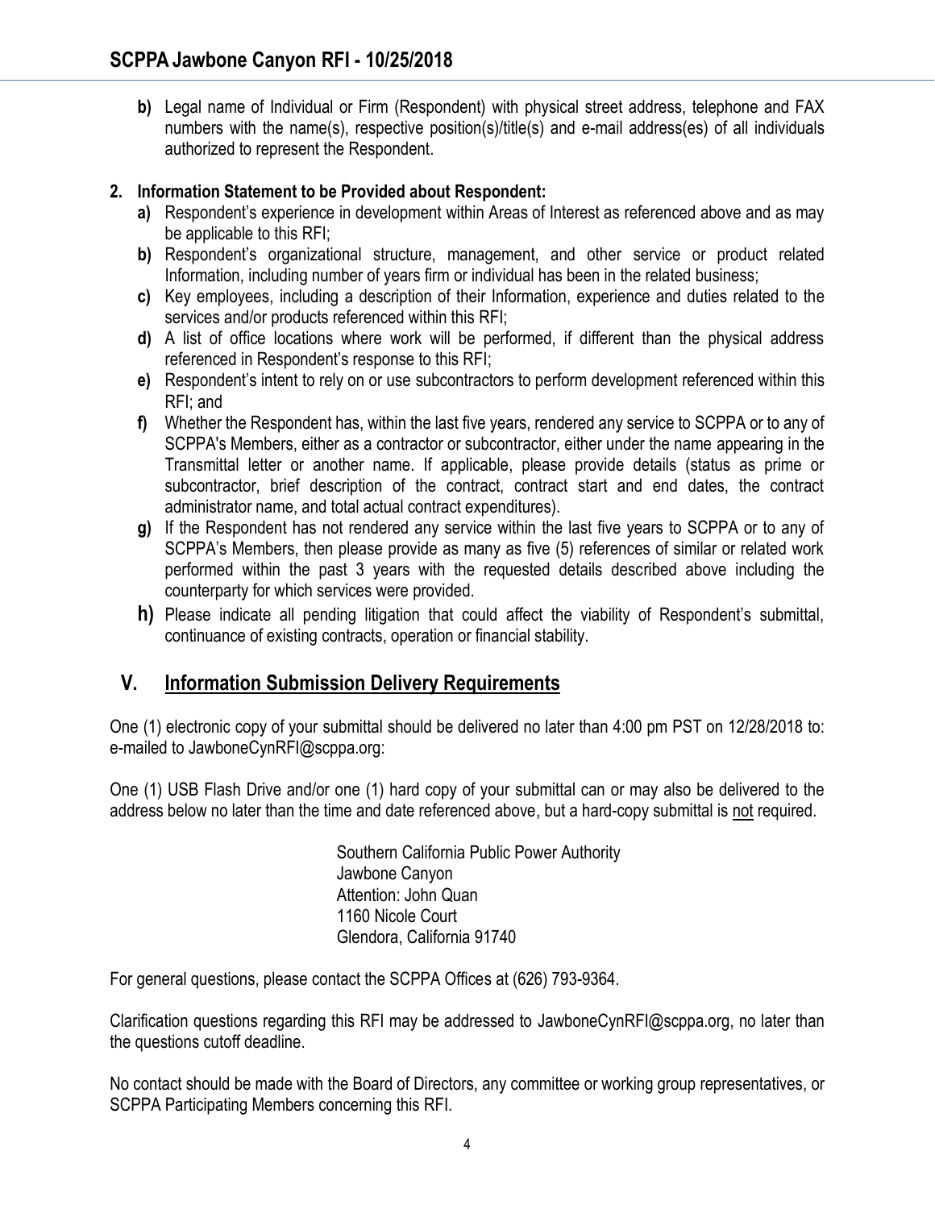**b)** Legal name of Individual or Firm (Respondent) with physical street address, telephone and FAX numbers with the name(s), respective position(s)/title(s) and e-mail address(es) of all individuals authorized to represent the Respondent.

**2. Information Statement to be Provided about Respondent:**

**a)** Respondent's experience in development within Areas of Interest as referenced above and as may be applicable to this RFI;

**b)** Respondent's organizational structure, management, and other service or product related Information, including number of years firm or individual has been in the related business;

**c)** Key employees, including a description of their Information, experience and duties related to the services and/or products referenced within this RFI;

**d)** A list of office locations where work will be performed, if different than the physical address referenced in Respondent's response to this RFI;

**e)** Respondent's intent to rely on or use subcontractors to perform development referenced within this RFI; and

**f)** Whether the Respondent has, within the last five years, rendered any service to SCPPA or to any of SCPPA's Members, either as a contractor or subcontractor, either under the name appearing in the Transmittal letter or another name. If applicable, please provide details (status as prime or subcontractor, brief description of the contract, contract start and end dates, the contract administrator name, and total actual contract expenditures).

**g)** If the Respondent has not rendered any service within the last five years to SCPPA or to any of SCPPA's Members, then please provide as many as five (5) references of similar or related work performed within the past 3 years with the requested details described above including the counterparty for which services were provided.

**h)** Please indicate all pending litigation that could affect the viability of Respondent's submittal, continuance of existing contracts, operation or financial stability.

## V. Information Submission Delivery Requirements

One (1) electronic copy of your submittal should be delivered no later than 4:00 pm PST on 12/28/2018 to: e-mailed to JawboneCynRFI@scppa.org:

One (1) USB Flash Drive and/or one (1) hard copy of your submittal can or may also be delivered to the address below no later than the time and date referenced above, but a hard-copy submittal is not required.

Southern California Public Power Authority
Jawbone Canyon
Attention: John Quan
1160 Nicole Court
Glendora, California 91740

For general questions, please contact the SCPPA Offices at (626) 793-9364.

Clarification questions regarding this RFI may be addressed to JawboneCynRFI@scppa.org, no later than the questions cutoff deadline.

No contact should be made with the Board of Directors, any committee or working group representatives, or SCPPA Participating Members concerning this RFI.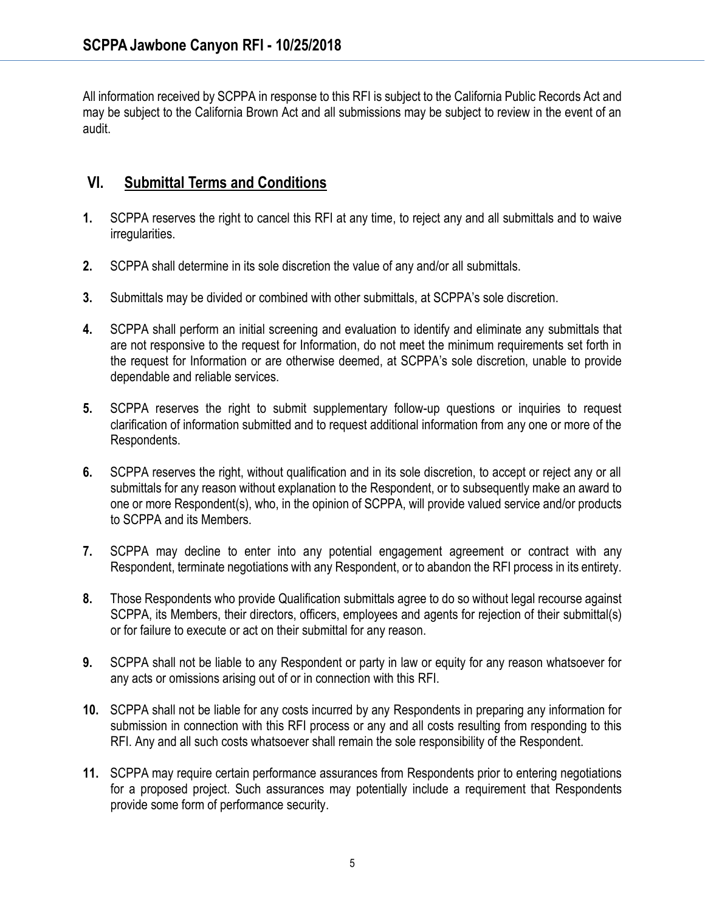All information received by SCPPA in response to this RFI is subject to the California Public Records Act and may be subject to the California Brown Act and all submissions may be subject to review in the event of an audit.

## VI. Submittal Terms and Conditions

**1.** SCPPA reserves the right to cancel this RFI at any time, to reject any and all submittals and to waive irregularities.

**2.** SCPPA shall determine in its sole discretion the value of any and/or all submittals.

**3.** Submittals may be divided or combined with other submittals, at SCPPA's sole discretion.

**4.** SCPPA shall perform an initial screening and evaluation to identify and eliminate any submittals that are not responsive to the request for Information, do not meet the minimum requirements set forth in the request for Information or are otherwise deemed, at SCPPA's sole discretion, unable to provide dependable and reliable services.

**5.** SCPPA reserves the right to submit supplementary follow-up questions or inquiries to request clarification of information submitted and to request additional information from any one or more of the Respondents.

**6.** SCPPA reserves the right, without qualification and in its sole discretion, to accept or reject any or all submittals for any reason without explanation to the Respondent, or to subsequently make an award to one or more Respondent(s), who, in the opinion of SCPPA, will provide valued service and/or products to SCPPA and its Members.

**7.** SCPPA may decline to enter into any potential engagement agreement or contract with any Respondent, terminate negotiations with any Respondent, or to abandon the RFI process in its entirety.

**8.** Those Respondents who provide Qualification submittals agree to do so without legal recourse against SCPPA, its Members, their directors, officers, employees and agents for rejection of their submittal(s) or for failure to execute or act on their submittal for any reason.

**9.** SCPPA shall not be liable to any Respondent or party in law or equity for any reason whatsoever for any acts or omissions arising out of or in connection with this RFI.

**10.** SCPPA shall not be liable for any costs incurred by any Respondents in preparing any information for submission in connection with this RFI process or any and all costs resulting from responding to this RFI. Any and all such costs whatsoever shall remain the sole responsibility of the Respondent.

**11.** SCPPA may require certain performance assurances from Respondents prior to entering negotiations for a proposed project. Such assurances may potentially include a requirement that Respondents provide some form of performance security.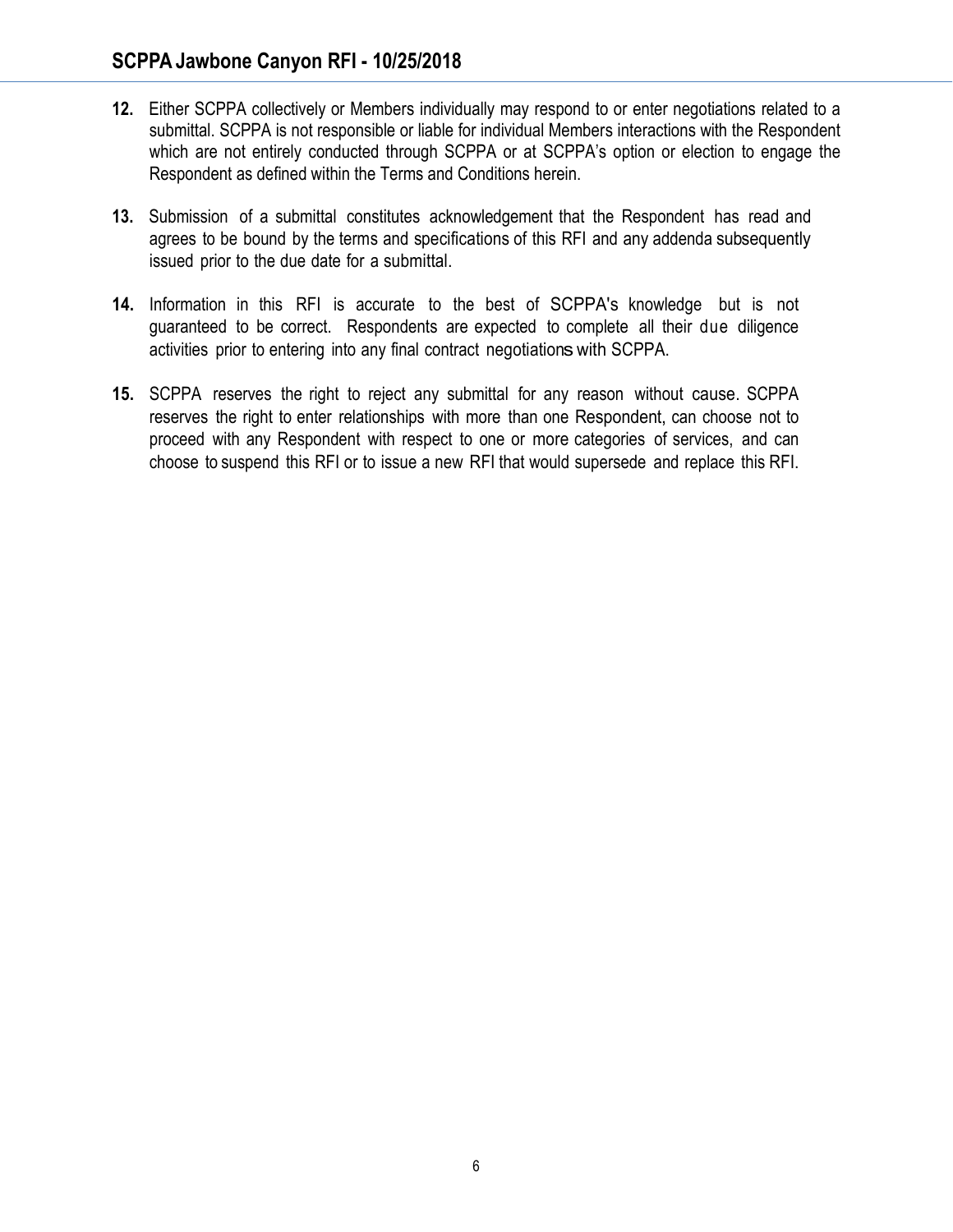12. Either SCPPA collectively or Members individually may respond to or enter negotiations related to a submittal. SCPPA is not responsible or liable for individual Members interactions with the Respondent which are not entirely conducted through SCPPA or at SCPPA's option or election to engage the Respondent as defined within the Terms and Conditions herein.

13. Submission of a submittal constitutes acknowledgement that the Respondent has read and agrees to be bound by the terms and specifications of this RFI and any addenda subsequently issued prior to the due date for a submittal.

14. Information in this RFI is accurate to the best of SCPPA's knowledge but is not guaranteed to be correct. Respondents are expected to complete all their due diligence activities prior to entering into any final contract negotiations with SCPPA.

15. SCPPA reserves the right to reject any submittal for any reason without cause. SCPPA reserves the right to enter relationships with more than one Respondent, can choose not to proceed with any Respondent with respect to one or more categories of services, and can choose to suspend this RFI or to issue a new RFI that would supersede and replace this RFI.